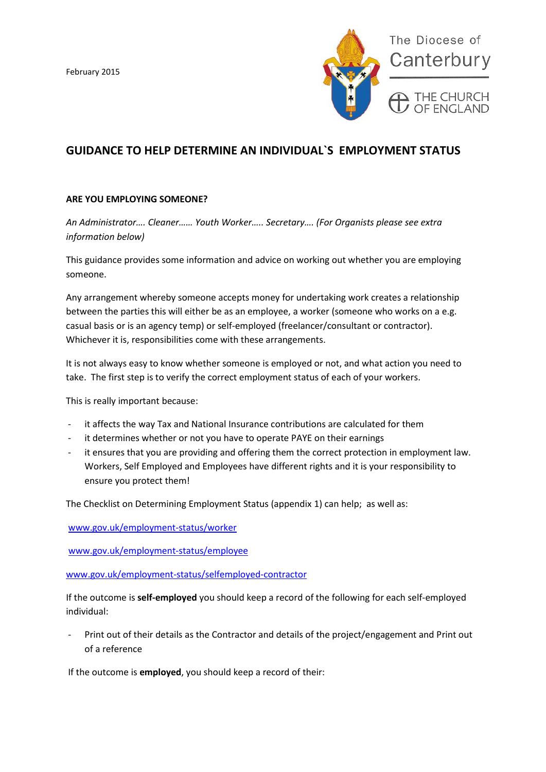February 2015

The Diocese of Canterbury

THE CHURCH OF ENGLAND

# GUIDANCE TO HELP DETERMINE AN INDIVIDUAL`S EMPLOYMENT STATUS

**ARE YOU EMPLOYING SOMEONE?**

*An Administrator…. Cleaner…… Youth Worker….. Secretary…. (For Organists please see extra information below)*

This guidance provides some information and advice on working out whether you are employing someone.

Any arrangement whereby someone accepts money for undertaking work creates a relationship between the parties this will either be as an employee, a worker (someone who works on a e.g. casual basis or is an agency temp) or self-employed (freelancer/consultant or contractor). Whichever it is, responsibilities come with these arrangements.

It is not always easy to know whether someone is employed or not, and what action you need to take. The first step is to verify the correct employment status of each of your workers.

This is really important because:

- it affects the way Tax and National Insurance contributions are calculated for them
- it determines whether or not you have to operate PAYE on their earnings
- it ensures that you are providing and offering them the correct protection in employment law. Workers, Self Employed and Employees have different rights and it is your responsibility to ensure you protect them!

The Checklist on Determining Employment Status (appendix 1) can help; as well as:

www.gov.uk/employment-status/worker

www.gov.uk/employment-status/employee

www.gov.uk/employment-status/selfemployed-contractor

If the outcome is **self-employed** you should keep a record of the following for each self-employed individual:

- Print out of their details as the Contractor and details of the project/engagement and Print out of a reference

If the outcome is **employed**, you should keep a record of their: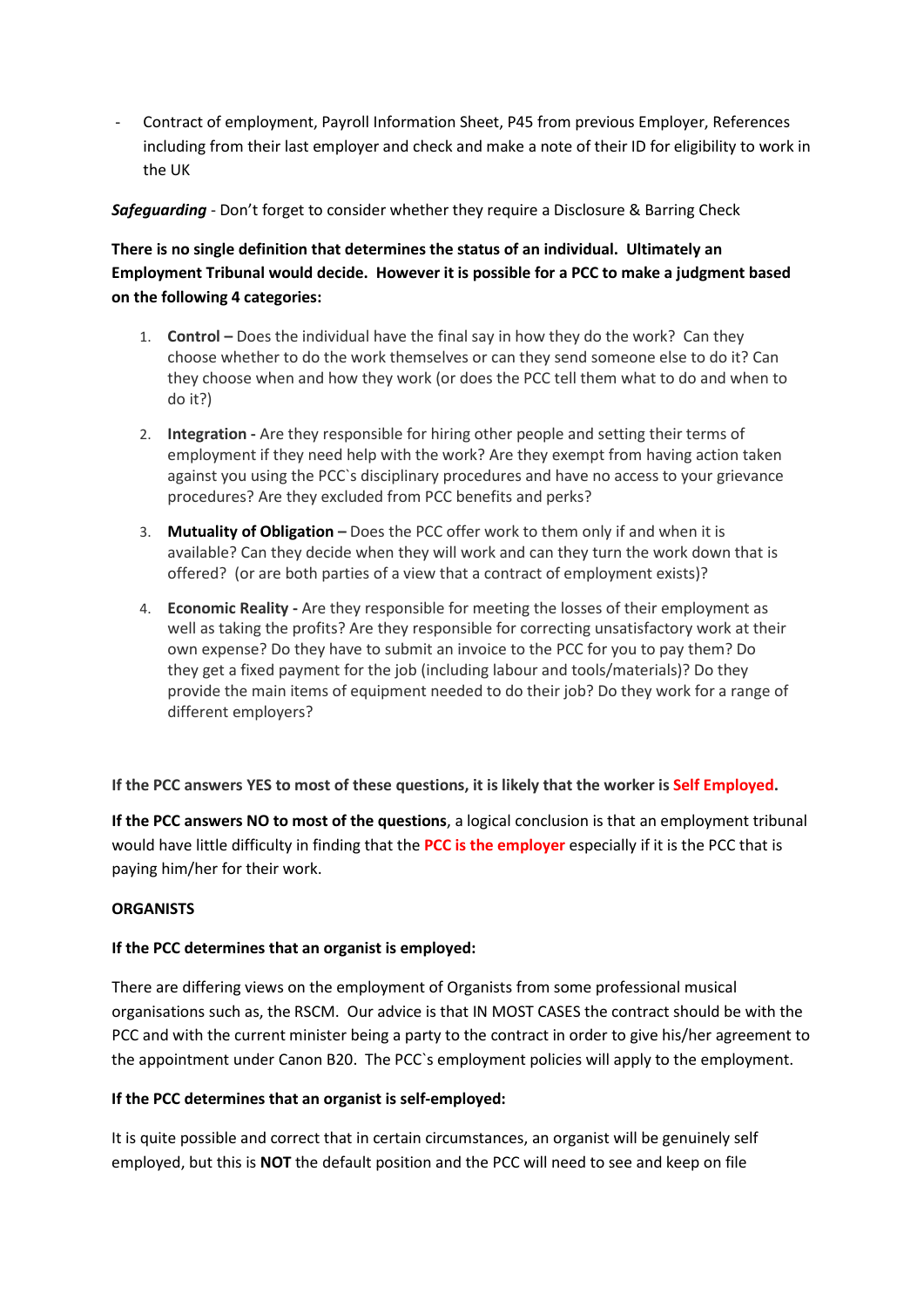- Contract of employment, Payroll Information Sheet, P45 from previous Employer, References including from their last employer and check and make a note of their ID for eligibility to work in the UK

***Safeguarding*** - Don't forget to consider whether they require a Disclosure & Barring Check

**There is no single definition that determines the status of an individual. Ultimately an Employment Tribunal would decide. However it is possible for a PCC to make a judgment based on the following 4 categories:**

1. **Control –** Does the individual have the final say in how they do the work? Can they choose whether to do the work themselves or can they send someone else to do it? Can they choose when and how they work (or does the PCC tell them what to do and when to do it?)

2. **Integration -** Are they responsible for hiring other people and setting their terms of employment if they need help with the work? Are they exempt from having action taken against you using the PCC`s disciplinary procedures and have no access to your grievance procedures? Are they excluded from PCC benefits and perks?

3. **Mutuality of Obligation –** Does the PCC offer work to them only if and when it is available? Can they decide when they will work and can they turn the work down that is offered? (or are both parties of a view that a contract of employment exists)?

4. **Economic Reality -** Are they responsible for meeting the losses of their employment as well as taking the profits? Are they responsible for correcting unsatisfactory work at their own expense? Do they have to submit an invoice to the PCC for you to pay them? Do they get a fixed payment for the job (including labour and tools/materials)? Do they provide the main items of equipment needed to do their job? Do they work for a range of different employers?

**If the PCC answers YES to most of these questions, it is likely that the worker is Self Employed.**

**If the PCC answers NO to most of the questions**, a logical conclusion is that an employment tribunal would have little difficulty in finding that the **PCC is the employer** especially if it is the PCC that is paying him/her for their work.

**ORGANISTS**

**If the PCC determines that an organist is employed:**

There are differing views on the employment of Organists from some professional musical organisations such as, the RSCM. Our advice is that IN MOST CASES the contract should be with the PCC and with the current minister being a party to the contract in order to give his/her agreement to the appointment under Canon B20. The PCC`s employment policies will apply to the employment.

**If the PCC determines that an organist is self-employed:**

It is quite possible and correct that in certain circumstances, an organist will be genuinely self employed, but this is **NOT** the default position and the PCC will need to see and keep on file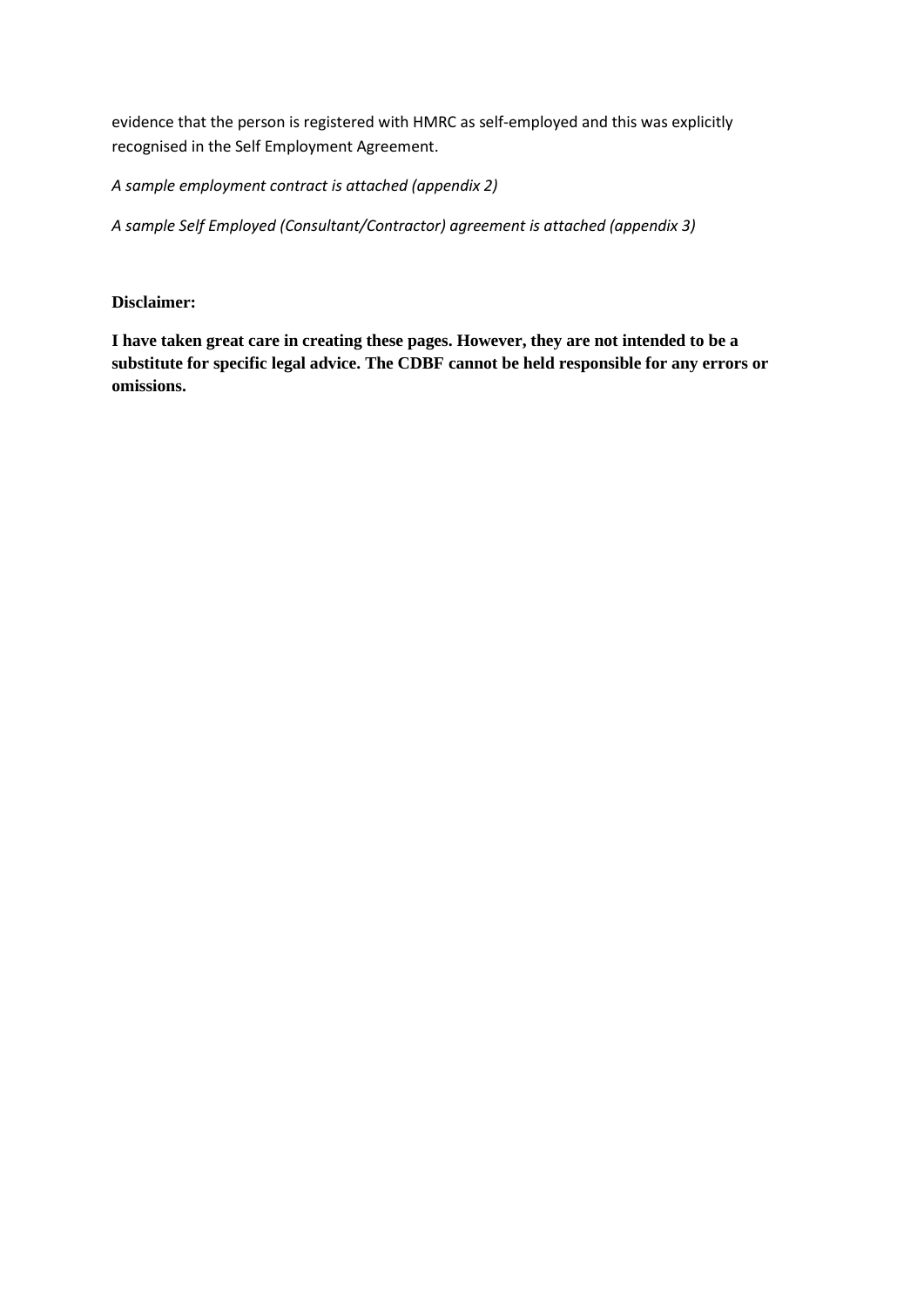evidence that the person is registered with HMRC as self-employed and this was explicitly recognised in the Self Employment Agreement.

*A sample employment contract is attached (appendix 2)*

*A sample Self Employed (Consultant/Contractor) agreement is attached (appendix 3)*

**Disclaimer:**

**I have taken great care in creating these pages. However, they are not intended to be a substitute for specific legal advice. The CDBF cannot be held responsible for any errors or omissions.**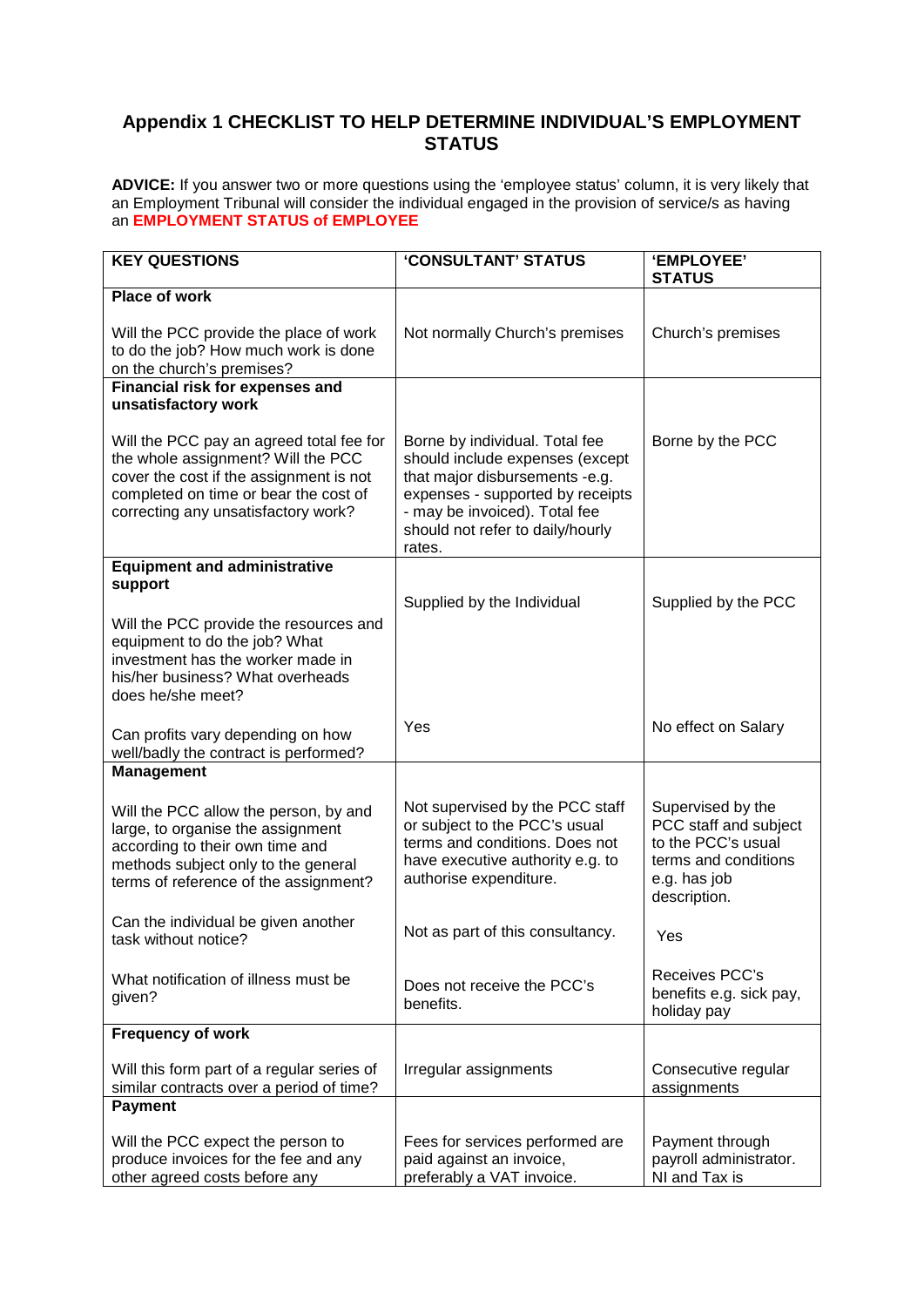## Appendix 1 CHECKLIST TO HELP DETERMINE INDIVIDUAL'S EMPLOYMENT STATUS

**ADVICE:** If you answer two or more questions using the 'employee status' column, it is very likely that an Employment Tribunal will consider the individual engaged in the provision of service/s as having an **EMPLOYMENT STATUS of EMPLOYEE**

| KEY QUESTIONS | 'CONSULTANT' STATUS | 'EMPLOYEE' STATUS |
|---|---|---|
| **Place of work** | | |
| Will the PCC provide the place of work to do the job? How much work is done on the church's premises? | Not normally Church's premises | Church's premises |
| **Financial risk for expenses and unsatisfactory work** | | |
| Will the PCC pay an agreed total fee for the whole assignment? Will the PCC cover the cost if the assignment is not completed on time or bear the cost of correcting any unsatisfactory work? | Borne by individual. Total fee should include expenses (except that major disbursements -e.g. expenses - supported by receipts - may be invoiced). Total fee should not refer to daily/hourly rates. | Borne by the PCC |
| **Equipment and administrative support** | | |
| Will the PCC provide the resources and equipment to do the job? What investment has the worker made in his/her business? What overheads does he/she meet? | Supplied by the Individual | Supplied by the PCC |
| Can profits vary depending on how well/badly the contract is performed? | Yes | No effect on Salary |
| **Management** | | |
| Will the PCC allow the person, by and large, to organise the assignment according to their own time and methods subject only to the general terms of reference of the assignment? | Not supervised by the PCC staff or subject to the PCC's usual terms and conditions. Does not have executive authority e.g. to authorise expenditure. | Supervised by the PCC staff and subject to the PCC's usual terms and conditions e.g. has job description. |
| Can the individual be given another task without notice? | Not as part of this consultancy. | Yes |
| What notification of illness must be given? | Does not receive the PCC's benefits. | Receives PCC's benefits e.g. sick pay, holiday pay |
| **Frequency of work** | | |
| Will this form part of a regular series of similar contracts over a period of time? | Irregular assignments | Consecutive regular assignments |
| **Payment** | | |
| Will the PCC expect the person to produce invoices for the fee and any other agreed costs before any | Fees for services performed are paid against an invoice, preferably a VAT invoice. | Payment through payroll administrator. NI and Tax is |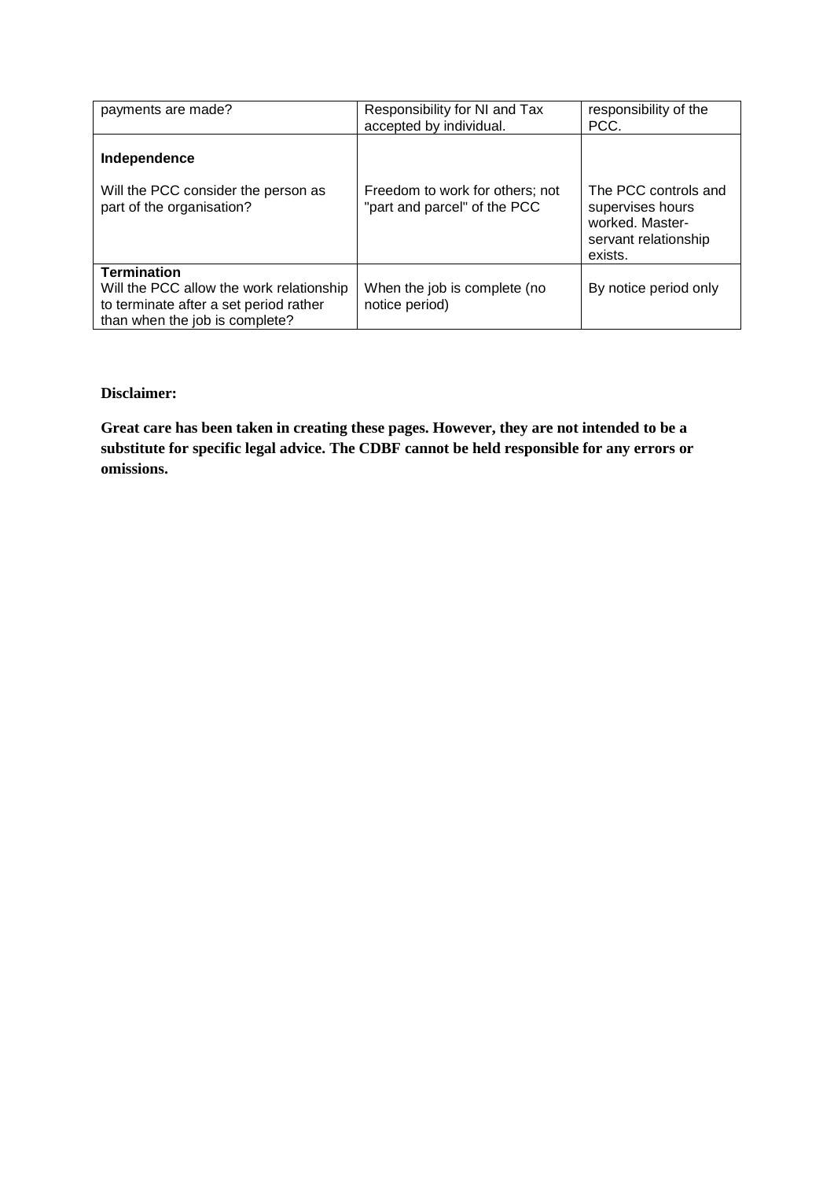| | | |
|---|---|---|
| payments are made? | Responsibility for NI and Tax accepted by individual. | responsibility of the PCC. |
| **Independence**<br><br>Will the PCC consider the person as part of the organisation? | Freedom to work for others; not "part and parcel" of the PCC | The PCC controls and supervises hours worked. Master-servant relationship exists. |
| **Termination**<br>Will the PCC allow the work relationship to terminate after a set period rather than when the job is complete? | When the job is complete (no notice period) | By notice period only |

**Disclaimer:**

**Great care has been taken in creating these pages. However, they are not intended to be a substitute for specific legal advice. The CDBF cannot be held responsible for any errors or omissions.**